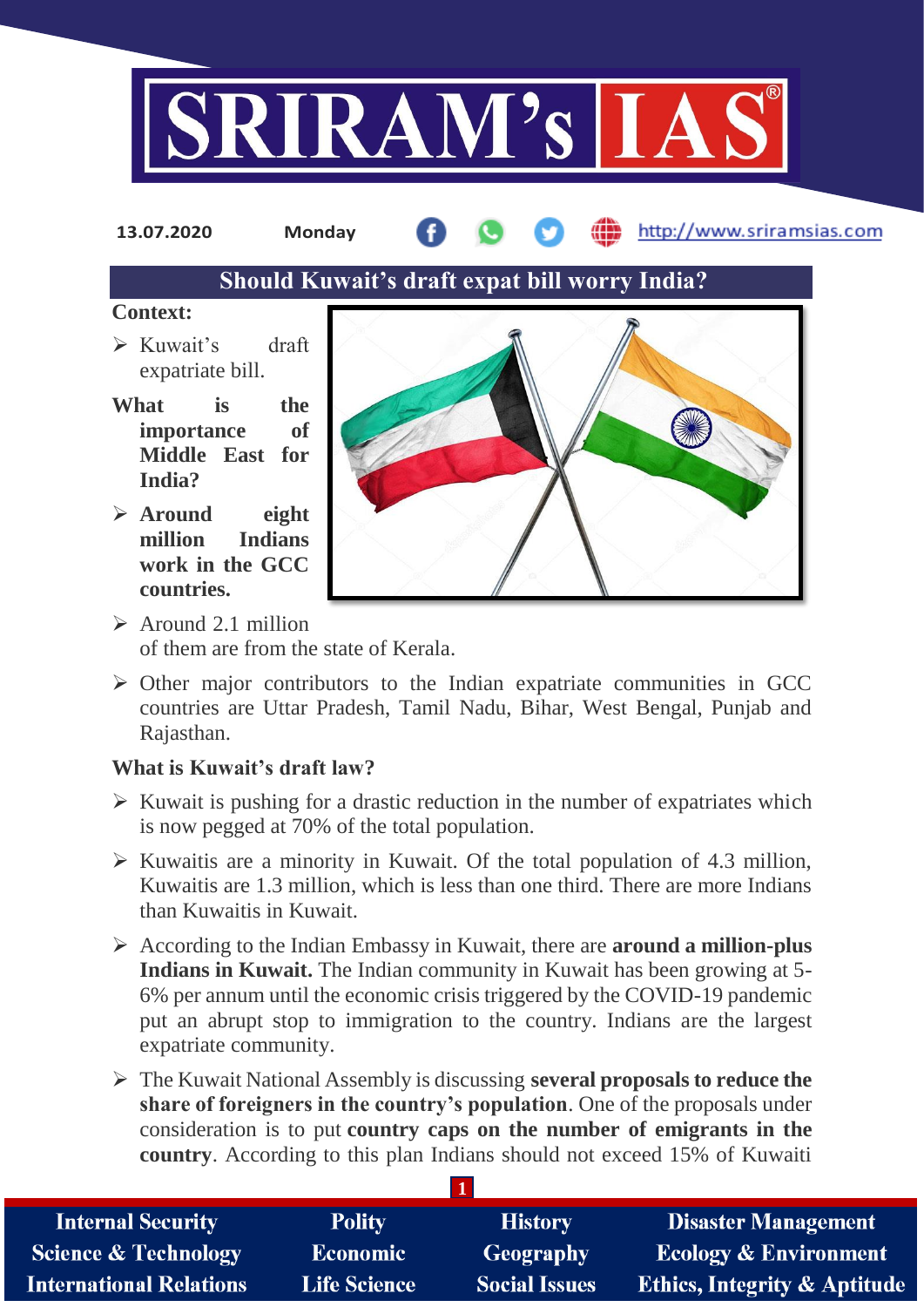13.07.2020 Monday http://www.sriramsias.com

## Should Kuwait's draft expat bill worry India?

**Context:**

- Kuwait's draft expatriate bill.

**What is the importance of Middle East for India?**

- **Around eight million Indians work in the GCC countries.**
- Around 2.1 million of them are from the state of Kerala.
- Other major contributors to the Indian expatriate communities in GCC countries are Uttar Pradesh, Tamil Nadu, Bihar, West Bengal, Punjab and Rajasthan.

**What is Kuwait's draft law?**

- Kuwait is pushing for a drastic reduction in the number of expatriates which is now pegged at 70% of the total population.
- Kuwaitis are a minority in Kuwait. Of the total population of 4.3 million, Kuwaitis are 1.3 million, which is less than one third. There are more Indians than Kuwaitis in Kuwait.
- According to the Indian Embassy in Kuwait, there are **around a million-plus Indians in Kuwait.** The Indian community in Kuwait has been growing at 5-6% per annum until the economic crisis triggered by the COVID-19 pandemic put an abrupt stop to immigration to the country. Indians are the largest expatriate community.
- The Kuwait National Assembly is discussing **several proposals to reduce the share of foreigners in the country's population**. One of the proposals under consideration is to put **country caps on the number of emigrants in the country**. According to this plan Indians should not exceed 15% of Kuwaiti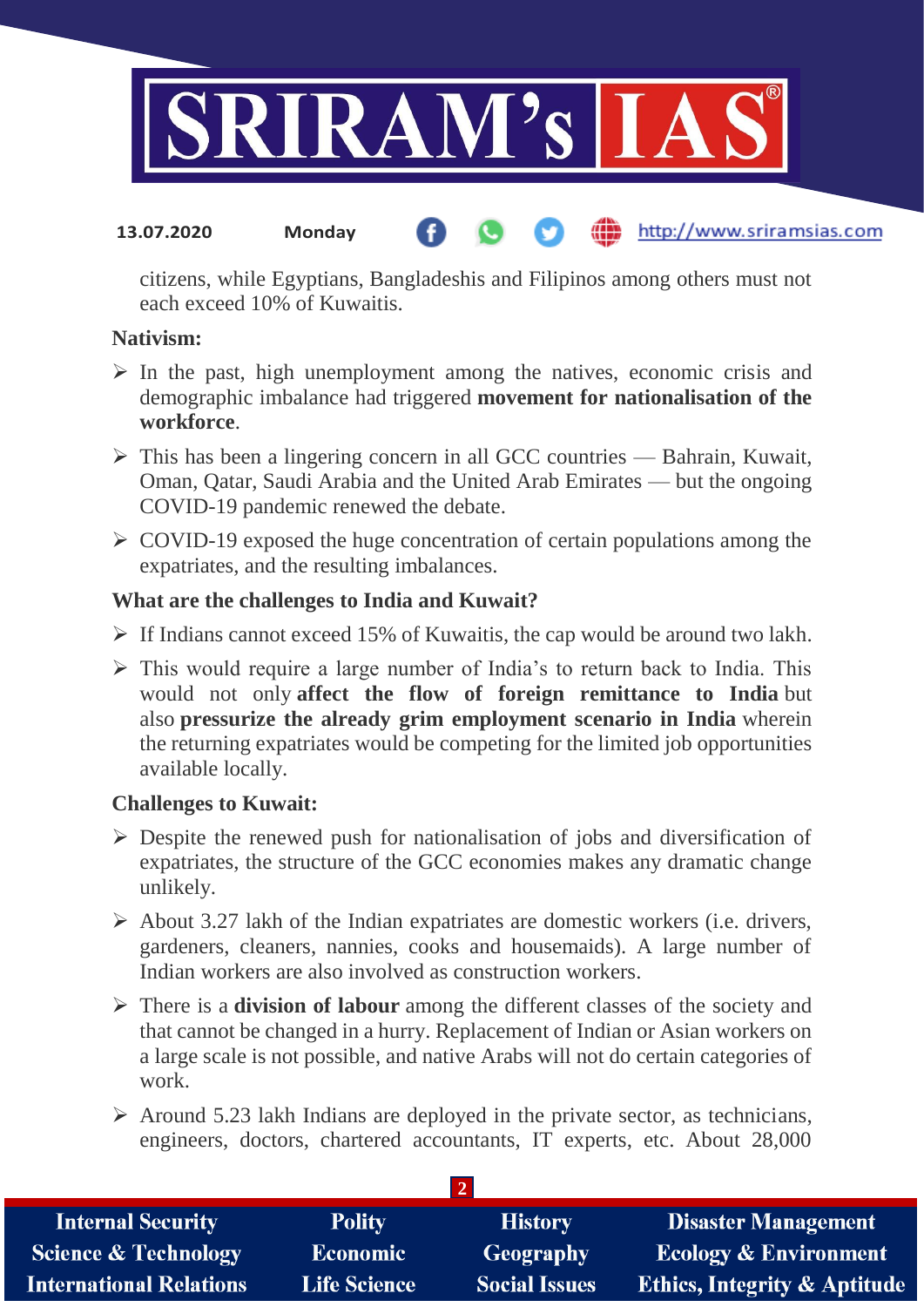citizens, while Egyptians, Bangladeshis and Filipinos among others must not each exceed 10% of Kuwaitis.

**Nativism:**

- In the past, high unemployment among the natives, economic crisis and demographic imbalance had triggered **movement for nationalisation of the workforce**.
- This has been a lingering concern in all GCC countries — Bahrain, Kuwait, Oman, Qatar, Saudi Arabia and the United Arab Emirates — but the ongoing COVID-19 pandemic renewed the debate.
- COVID-19 exposed the huge concentration of certain populations among the expatriates, and the resulting imbalances.

**What are the challenges to India and Kuwait?**

- If Indians cannot exceed 15% of Kuwaitis, the cap would be around two lakh.
- This would require a large number of India's to return back to India. This would not only **affect the flow of foreign remittance to India** but also **pressurize the already grim employment scenario in India** wherein the returning expatriates would be competing for the limited job opportunities available locally.

**Challenges to Kuwait:**

- Despite the renewed push for nationalisation of jobs and diversification of expatriates, the structure of the GCC economies makes any dramatic change unlikely.
- About 3.27 lakh of the Indian expatriates are domestic workers (i.e. drivers, gardeners, cleaners, nannies, cooks and housemaids). A large number of Indian workers are also involved as construction workers.
- There is a **division of labour** among the different classes of the society and that cannot be changed in a hurry. Replacement of Indian or Asian workers on a large scale is not possible, and native Arabs will not do certain categories of work.
- Around 5.23 lakh Indians are deployed in the private sector, as technicians, engineers, doctors, chartered accountants, IT experts, etc. About 28,000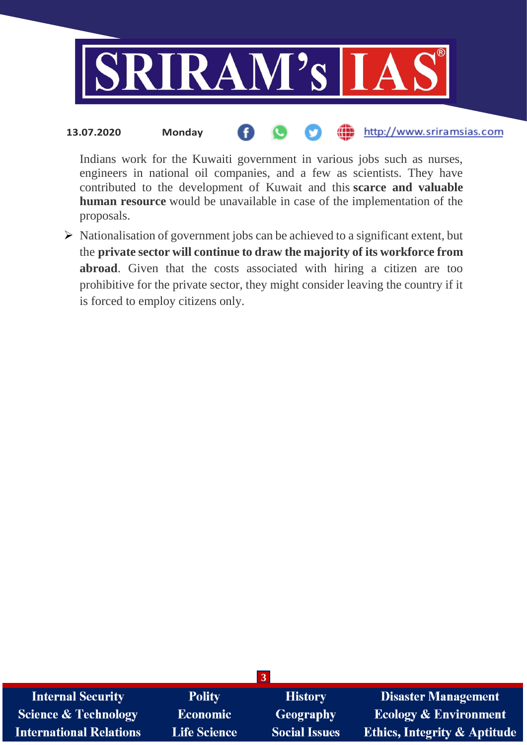Indians work for the Kuwaiti government in various jobs such as nurses, engineers in national oil companies, and a few as scientists. They have contributed to the development of Kuwait and this **scarce and valuable human resource** would be unavailable in case of the implementation of the proposals.

- Nationalisation of government jobs can be achieved to a significant extent, but the **private sector will continue to draw the majority of its workforce from abroad**. Given that the costs associated with hiring a citizen are too prohibitive for the private sector, they might consider leaving the country if it is forced to employ citizens only.